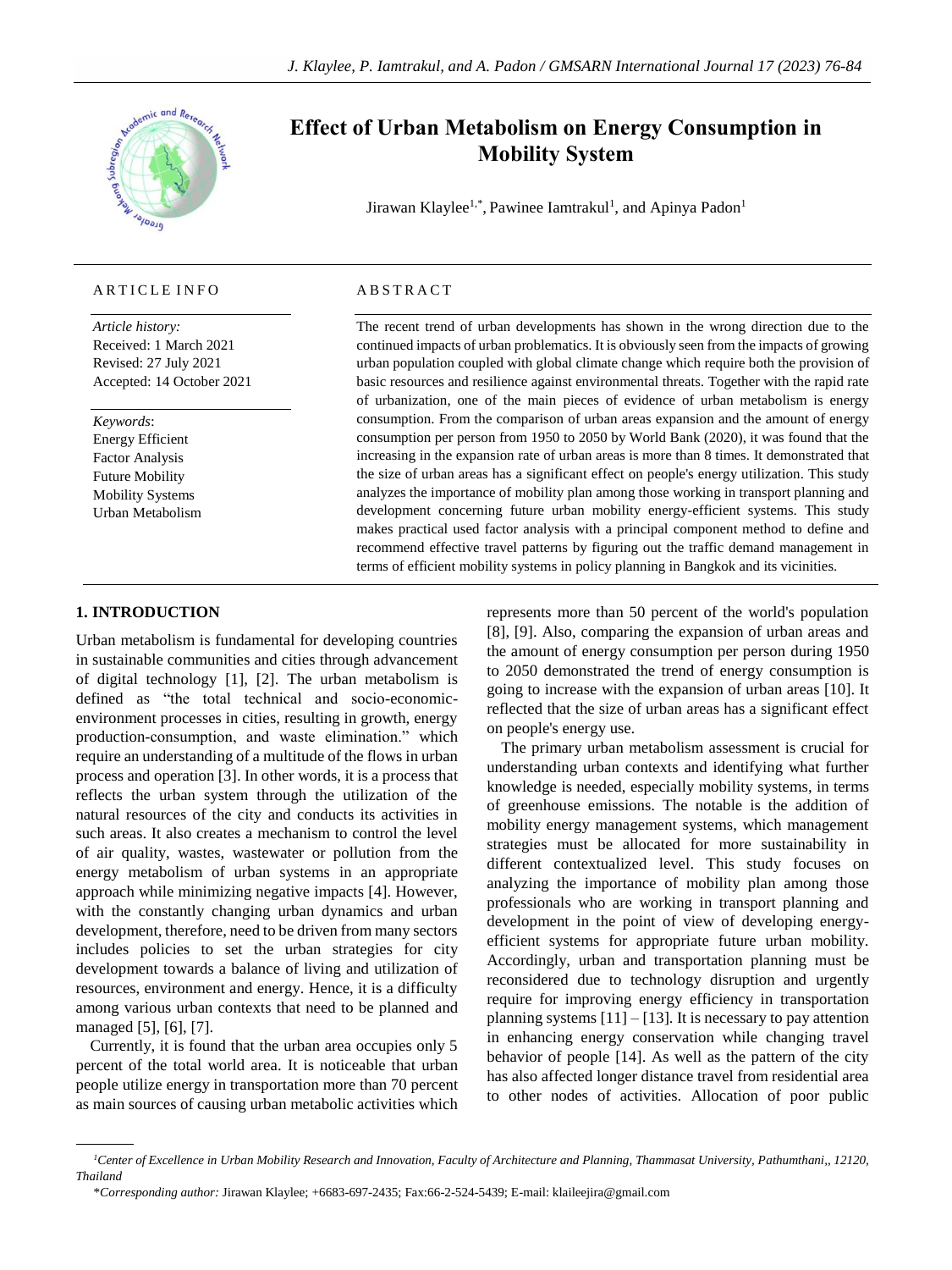# Effect of Urban Metabolism on Energy Consumption in Mobility System

Jirawan Klaylee[1,*], Pawinee Iamtrakul[1], and Apinya Padon[1]

## ARTICLE INFO

*Article history:*
Received: 1 March 2021
Revised: 27 July 2021
Accepted: 14 October 2021

*Keywords*:
Energy Efficient
Factor Analysis
Future Mobility
Mobility Systems
Urban Metabolism

## ABSTRACT

The recent trend of urban developments has shown in the wrong direction due to the continued impacts of urban problematics. It is obviously seen from the impacts of growing urban population coupled with global climate change which require both the provision of basic resources and resilience against environmental threats. Together with the rapid rate of urbanization, one of the main pieces of evidence of urban metabolism is energy consumption. From the comparison of urban areas expansion and the amount of energy consumption per person from 1950 to 2050 by World Bank (2020), it was found that the increasing in the expansion rate of urban areas is more than 8 times. It demonstrated that the size of urban areas has a significant effect on people's energy utilization. This study analyzes the importance of mobility plan among those working in transport planning and development concerning future urban mobility energy-efficient systems. This study makes practical used factor analysis with a principal component method to define and recommend effective travel patterns by figuring out the traffic demand management in terms of efficient mobility systems in policy planning in Bangkok and its vicinities.

## 1. INTRODUCTION

Urban metabolism is fundamental for developing countries in sustainable communities and cities through advancement of digital technology [1], [2]. The urban metabolism is defined as "the total technical and socio-economic-environment processes in cities, resulting in growth, energy production-consumption, and waste elimination." which require an understanding of a multitude of the flows in urban process and operation [3]. In other words, it is a process that reflects the urban system through the utilization of the natural resources of the city and conducts its activities in such areas. It also creates a mechanism to control the level of air quality, wastes, wastewater or pollution from the energy metabolism of urban systems in an appropriate approach while minimizing negative impacts [4]. However, with the constantly changing urban dynamics and urban development, therefore, need to be driven from many sectors includes policies to set the urban strategies for city development towards a balance of living and utilization of resources, environment and energy. Hence, it is a difficulty among various urban contexts that need to be planned and managed [5], [6], [7].

Currently, it is found that the urban area occupies only 5 percent of the total world area. It is noticeable that urban people utilize energy in transportation more than 70 percent as main sources of causing urban metabolic activities which represents more than 50 percent of the world's population [8], [9]. Also, comparing the expansion of urban areas and the amount of energy consumption per person during 1950 to 2050 demonstrated the trend of energy consumption is going to increase with the expansion of urban areas [10]. It reflected that the size of urban areas has a significant effect on people's energy use.

The primary urban metabolism assessment is crucial for understanding urban contexts and identifying what further knowledge is needed, especially mobility systems, in terms of greenhouse emissions. The notable is the addition of mobility energy management systems, which management strategies must be allocated for more sustainability in different contextualized level. This study focuses on analyzing the importance of mobility plan among those professionals who are working in transport planning and development in the point of view of developing energy-efficient systems for appropriate future urban mobility. Accordingly, urban and transportation planning must be reconsidered due to technology disruption and urgently require for improving energy efficiency in transportation planning systems [11] – [13]. It is necessary to pay attention in enhancing energy conservation while changing travel behavior of people [14]. As well as the pattern of the city has also affected longer distance travel from residential area to other nodes of activities. Allocation of poor public

[1]Center of Excellence in Urban Mobility Research and Innovation, Faculty of Architecture and Planning, Thammasat University, Pathumthani,, 12120, Thailand

*Corresponding author: Jirawan Klaylee; +6683-697-2435; Fax:66-2-524-5439; E-mail: klaileejira@gmail.com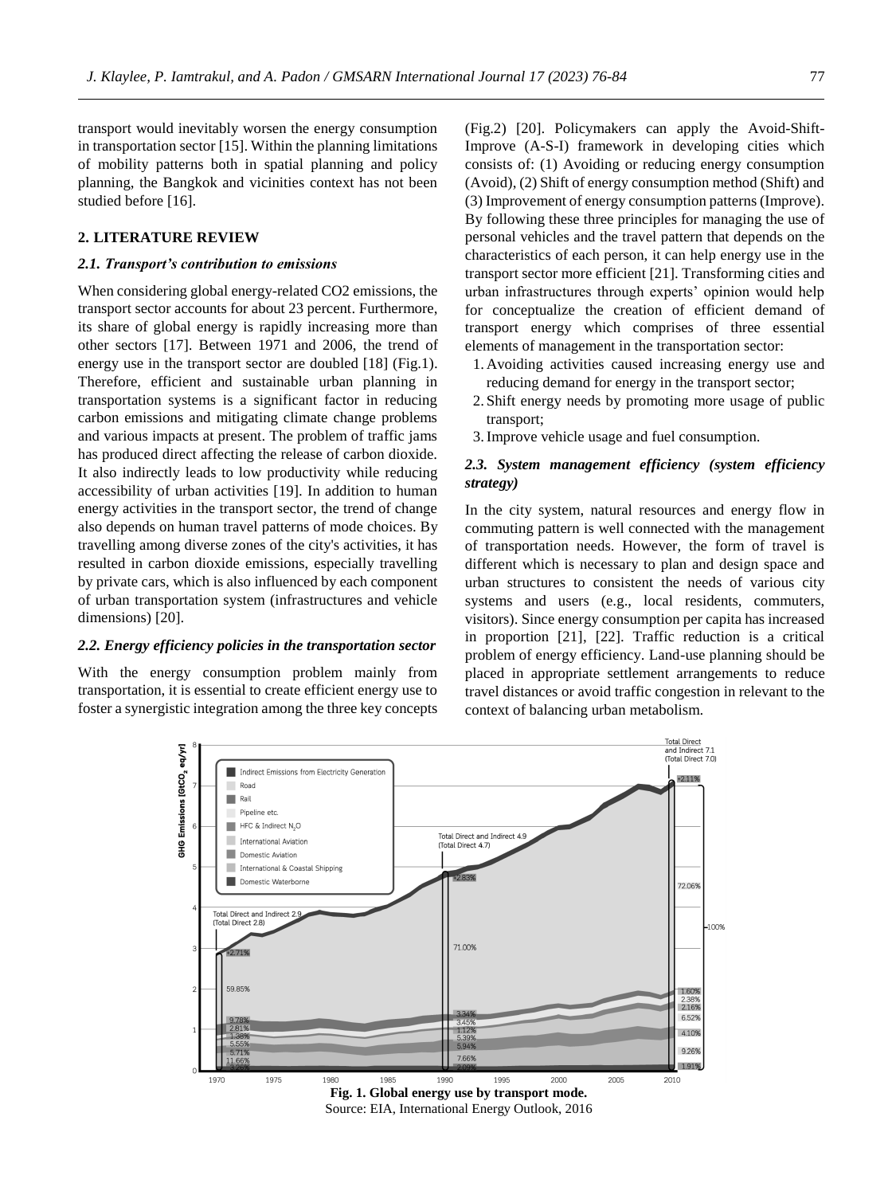transport would inevitably worsen the energy consumption in transportation sector [15]. Within the planning limitations of mobility patterns both in spatial planning and policy planning, the Bangkok and vicinities context has not been studied before [16].

## 2. LITERATURE REVIEW

### *2.1. Transport's contribution to emissions*

When considering global energy-related CO2 emissions, the transport sector accounts for about 23 percent. Furthermore, its share of global energy is rapidly increasing more than other sectors [17]. Between 1971 and 2006, the trend of energy use in the transport sector are doubled [18] (Fig.1). Therefore, efficient and sustainable urban planning in transportation systems is a significant factor in reducing carbon emissions and mitigating climate change problems and various impacts at present. The problem of traffic jams has produced direct affecting the release of carbon dioxide. It also indirectly leads to low productivity while reducing accessibility of urban activities [19]. In addition to human energy activities in the transport sector, the trend of change also depends on human travel patterns of mode choices. By travelling among diverse zones of the city's activities, it has resulted in carbon dioxide emissions, especially travelling by private cars, which is also influenced by each component of urban transportation system (infrastructures and vehicle dimensions) [20].

### *2.2. Energy efficiency policies in the transportation sector*

With the energy consumption problem mainly from transportation, it is essential to create efficient energy use to foster a synergistic integration among the three key concepts (Fig.2) [20]. Policymakers can apply the Avoid-Shift-Improve (A-S-I) framework in developing cities which consists of: (1) Avoiding or reducing energy consumption (Avoid), (2) Shift of energy consumption method (Shift) and (3) Improvement of energy consumption patterns (Improve). By following these three principles for managing the use of personal vehicles and the travel pattern that depends on the characteristics of each person, it can help energy use in the transport sector more efficient [21]. Transforming cities and urban infrastructures through experts' opinion would help for conceptualize the creation of efficient demand of transport energy which comprises of three essential elements of management in the transportation sector:

1. Avoiding activities caused increasing energy use and reducing demand for energy in the transport sector;
2. Shift energy needs by promoting more usage of public transport;
3. Improve vehicle usage and fuel consumption.

### *2.3. System management efficiency (system efficiency strategy)*

In the city system, natural resources and energy flow in commuting pattern is well connected with the management of transportation needs. However, the form of travel is different which is necessary to plan and design space and urban structures to consistent the needs of various city systems and users (e.g., local residents, commuters, visitors). Since energy consumption per capita has increased in proportion [21], [22]. Traffic reduction is a critical problem of energy efficiency. Land-use planning should be placed in appropriate settlement arrangements to reduce travel distances or avoid traffic congestion in relevant to the context of balancing urban metabolism.

**Fig. 1. Global energy use by transport mode.**

Source: EIA, International Energy Outlook, 2016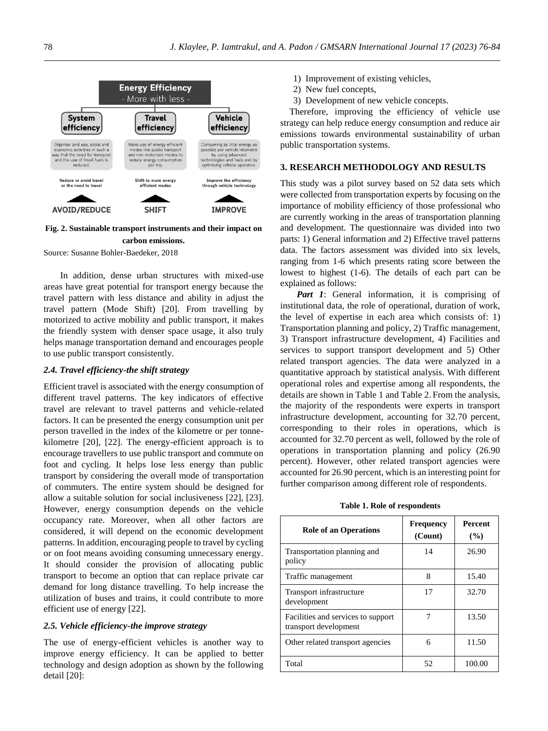**Fig. 2. Sustainable transport instruments and their impact on carbon emissions.**

Source: Susanne Bohler-Baedeker, 2018

In addition, dense urban structures with mixed-use areas have great potential for transport energy because the travel pattern with less distance and ability in adjust the travel pattern (Mode Shift) [20]. From travelling by motorized to active mobility and public transport, it makes the friendly system with denser space usage, it also truly helps manage transportation demand and encourages people to use public transport consistently.

### *2.4. Travel efficiency-the shift strategy*

Efficient travel is associated with the energy consumption of different travel patterns. The key indicators of effective travel are relevant to travel patterns and vehicle-related factors. It can be presented the energy consumption unit per person travelled in the index of the kilometre or per tonne-kilometre [20], [22]. The energy-efficient approach is to encourage travellers to use public transport and commute on foot and cycling. It helps lose less energy than public transport by considering the overall mode of transportation of commuters. The entire system should be designed for allow a suitable solution for social inclusiveness [22], [23]. However, energy consumption depends on the vehicle occupancy rate. Moreover, when all other factors are considered, it will depend on the economic development patterns. In addition, encouraging people to travel by cycling or on foot means avoiding consuming unnecessary energy. It should consider the provision of allocating public transport to become an option that can replace private car demand for long distance travelling. To help increase the utilization of buses and trains, it could contribute to more efficient use of energy [22].

### *2.5. Vehicle efficiency-the improve strategy*

The use of energy-efficient vehicles is another way to improve energy efficiency. It can be applied to better technology and design adoption as shown by the following detail [20]:

1) Improvement of existing vehicles,
2) New fuel concepts,
3) Development of new vehicle concepts.

Therefore, improving the efficiency of vehicle use strategy can help reduce energy consumption and reduce air emissions towards environmental sustainability of urban public transportation systems.

## 3. RESEARCH METHODOLOGY AND RESULTS

This study was a pilot survey based on 52 data sets which were collected from transportation experts by focusing on the importance of mobility efficiency of those professional who are currently working in the areas of transportation planning and development. The questionnaire was divided into two parts: 1) General information and 2) Effective travel patterns data. The factors assessment was divided into six levels, ranging from 1-6 which presents rating score between the lowest to highest (1-6). The details of each part can be explained as follows:

***Part 1***: General information, it is comprising of institutional data, the role of operational, duration of work, the level of expertise in each area which consists of: 1) Transportation planning and policy, 2) Traffic management, 3) Transport infrastructure development, 4) Facilities and services to support transport development and 5) Other related transport agencies. The data were analyzed in a quantitative approach by statistical analysis. With different operational roles and expertise among all respondents, the details are shown in Table 1 and Table 2. From the analysis, the majority of the respondents were experts in transport infrastructure development, accounting for 32.70 percent, corresponding to their roles in operations, which is accounted for 32.70 percent as well, followed by the role of operations in transportation planning and policy (26.90 percent). However, other related transport agencies were accounted for 26.90 percent, which is an interesting point for further comparison among different role of respondents.

**Table 1. Role of respondents**

| Role of an Operations | Frequency (Count) | Percent (%) |
|---|---|---|
| Transportation planning and policy | 14 | 26.90 |
| Traffic management | 8 | 15.40 |
| Transport infrastructure development | 17 | 32.70 |
| Facilities and services to support transport development | 7 | 13.50 |
| Other related transport agencies | 6 | 11.50 |
| Total | 52 | 100.00 |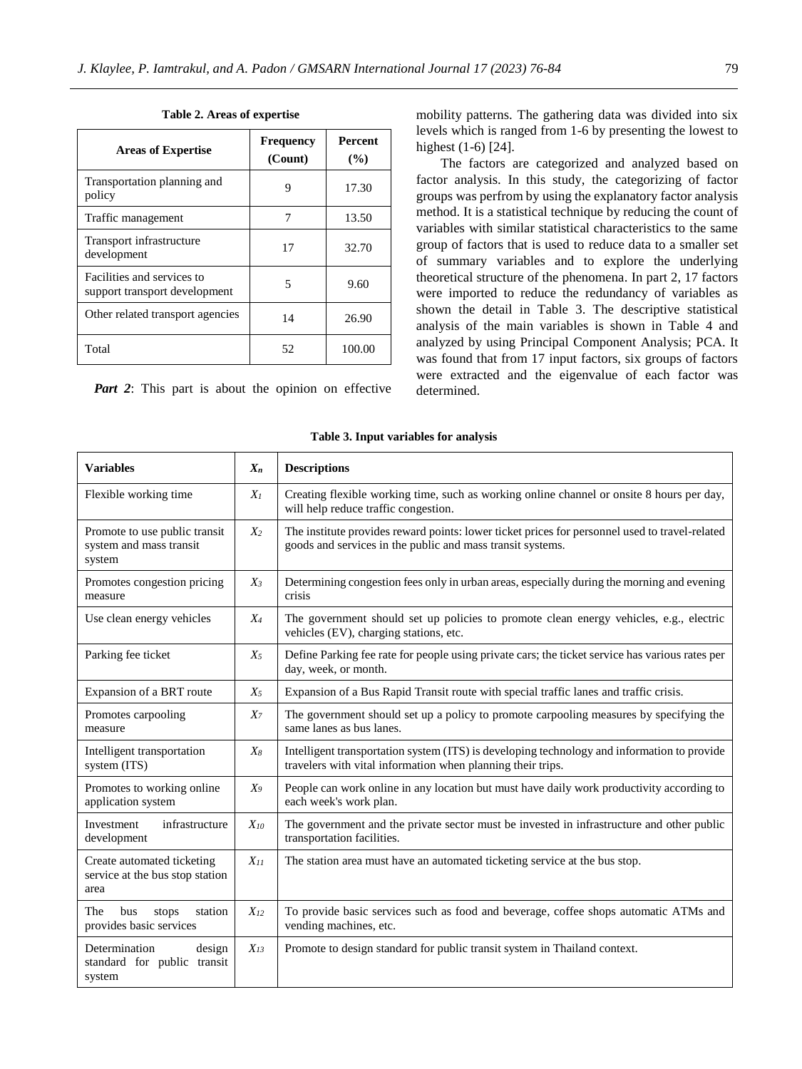**Table 2. Areas of expertise**

| Areas of Expertise | Frequency (Count) | Percent (%) |
|---|---|---|
| Transportation planning and policy | 9 | 17.30 |
| Traffic management | 7 | 13.50 |
| Transport infrastructure development | 17 | 32.70 |
| Facilities and services to support transport development | 5 | 9.60 |
| Other related transport agencies | 14 | 26.90 |
| Total | 52 | 100.00 |

***Part 2***: This part is about the opinion on effective mobility patterns. The gathering data was divided into six levels which is ranged from 1-6 by presenting the lowest to highest (1-6) [24].

The factors are categorized and analyzed based on factor analysis. In this study, the categorizing of factor groups was perfrom by using the explanatory factor analysis method. It is a statistical technique by reducing the count of variables with similar statistical characteristics to the same group of factors that is used to reduce data to a smaller set of summary variables and to explore the underlying theoretical structure of the phenomena. In part 2, 17 factors were imported to reduce the redundancy of variables as shown the detail in Table 3. The descriptive statistical analysis of the main variables is shown in Table 4 and analyzed by using Principal Component Analysis; PCA. It was found that from 17 input factors, six groups of factors were extracted and the eigenvalue of each factor was determined.

**Table 3. Input variables for analysis**

| Variables | $X_n$ | Descriptions |
|---|---|---|
| Flexible working time | $X_1$ | Creating flexible working time, such as working online channel or onsite 8 hours per day, will help reduce traffic congestion. |
| Promote to use public transit system and mass transit system | $X_2$ | The institute provides reward points: lower ticket prices for personnel used to travel-related goods and services in the public and mass transit systems. |
| Promotes congestion pricing measure | $X_3$ | Determining congestion fees only in urban areas, especially during the morning and evening crisis |
| Use clean energy vehicles | $X_4$ | The government should set up policies to promote clean energy vehicles, e.g., electric vehicles (EV), charging stations, etc. |
| Parking fee ticket | $X_5$ | Define Parking fee rate for people using private cars; the ticket service has various rates per day, week, or month. |
| Expansion of a BRT route | $X_5$ | Expansion of a Bus Rapid Transit route with special traffic lanes and traffic crisis. |
| Promotes carpooling measure | $X_7$ | The government should set up a policy to promote carpooling measures by specifying the same lanes as bus lanes. |
| Intelligent transportation system (ITS) | $X_8$ | Intelligent transportation system (ITS) is developing technology and information to provide travelers with vital information when planning their trips. |
| Promotes to working online application system | $X_9$ | People can work online in any location but must have daily work productivity according to each week's work plan. |
| Investment infrastructure development | $X_{10}$ | The government and the private sector must be invested in infrastructure and other public transportation facilities. |
| Create automated ticketing service at the bus stop station area | $X_{11}$ | The station area must have an automated ticketing service at the bus stop. |
| The bus stops station provides basic services | $X_{12}$ | To provide basic services such as food and beverage, coffee shops automatic ATMs and vending machines, etc. |
| Determination design standard for public transit system | $X_{13}$ | Promote to design standard for public transit system in Thailand context. |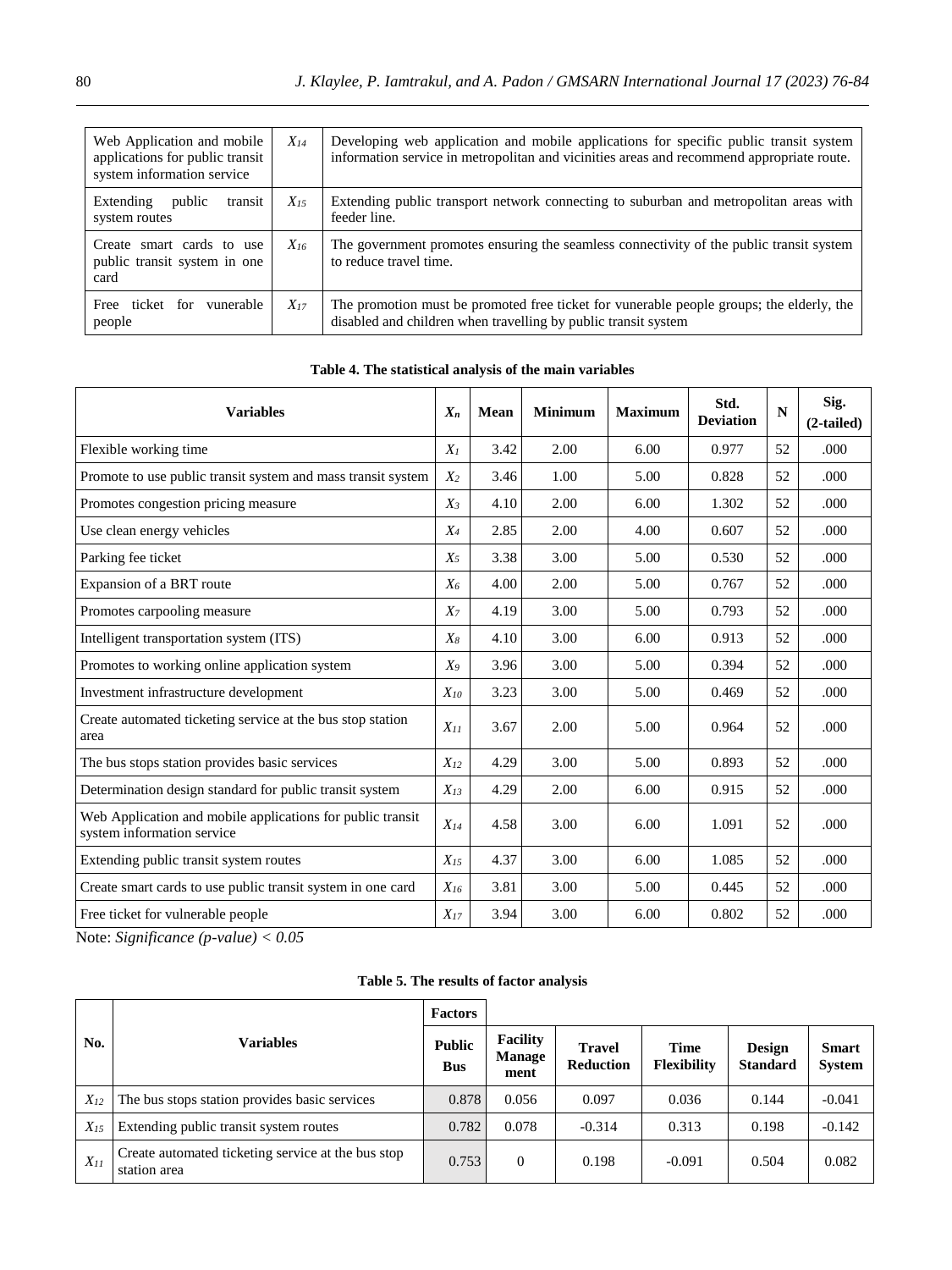| Web Application and mobile applications for public transit system information service | $X_{14}$ | Developing web application and mobile applications for specific public transit system information service in metropolitan and vicinities areas and recommend appropriate route. |
|---|---|---|
| Extending public transit system routes | $X_{15}$ | Extending public transport network connecting to suburban and metropolitan areas with feeder line. |
| Create smart cards to use public transit system in one card | $X_{16}$ | The government promotes ensuring the seamless connectivity of the public transit system to reduce travel time. |
| Free ticket for vunerable people | $X_{17}$ | The promotion must be promoted free ticket for vunerable people groups; the elderly, the disabled and children when travelling by public transit system |

**Table 4. The statistical analysis of the main variables**

| Variables | $X_n$ | Mean | Minimum | Maximum | Std. Deviation | N | Sig. (2-tailed) |
|---|---|---|---|---|---|---|---|
| Flexible working time | $X_1$ | 3.42 | 2.00 | 6.00 | 0.977 | 52 | .000 |
| Promote to use public transit system and mass transit system | $X_2$ | 3.46 | 1.00 | 5.00 | 0.828 | 52 | .000 |
| Promotes congestion pricing measure | $X_3$ | 4.10 | 2.00 | 6.00 | 1.302 | 52 | .000 |
| Use clean energy vehicles | $X_4$ | 2.85 | 2.00 | 4.00 | 0.607 | 52 | .000 |
| Parking fee ticket | $X_5$ | 3.38 | 3.00 | 5.00 | 0.530 | 52 | .000 |
| Expansion of a BRT route | $X_6$ | 4.00 | 2.00 | 5.00 | 0.767 | 52 | .000 |
| Promotes carpooling measure | $X_7$ | 4.19 | 3.00 | 5.00 | 0.793 | 52 | .000 |
| Intelligent transportation system (ITS) | $X_8$ | 4.10 | 3.00 | 6.00 | 0.913 | 52 | .000 |
| Promotes to working online application system | $X_9$ | 3.96 | 3.00 | 5.00 | 0.394 | 52 | .000 |
| Investment infrastructure development | $X_{10}$ | 3.23 | 3.00 | 5.00 | 0.469 | 52 | .000 |
| Create automated ticketing service at the bus stop station area | $X_{11}$ | 3.67 | 2.00 | 5.00 | 0.964 | 52 | .000 |
| The bus stops station provides basic services | $X_{12}$ | 4.29 | 3.00 | 5.00 | 0.893 | 52 | .000 |
| Determination design standard for public transit system | $X_{13}$ | 4.29 | 2.00 | 6.00 | 0.915 | 52 | .000 |
| Web Application and mobile applications for public transit system information service | $X_{14}$ | 4.58 | 3.00 | 6.00 | 1.091 | 52 | .000 |
| Extending public transit system routes | $X_{15}$ | 4.37 | 3.00 | 6.00 | 1.085 | 52 | .000 |
| Create smart cards to use public transit system in one card | $X_{16}$ | 3.81 | 3.00 | 5.00 | 0.445 | 52 | .000 |
| Free ticket for vulnerable people | $X_{17}$ | 3.94 | 3.00 | 6.00 | 0.802 | 52 | .000 |

Note: *Significance (p-value) < 0.05*

**Table 5. The results of factor analysis**

| No. | Variables | Factors | | | | | |
|---|---|---|---|---|---|---|---|
| | | Public Bus | Facility Management | Travel Reduction | Time Flexibility | Design Standard | Smart System |
| $X_{12}$ | The bus stops station provides basic services | 0.878 | 0.056 | 0.097 | 0.036 | 0.144 | -0.041 |
| $X_{15}$ | Extending public transit system routes | 0.782 | 0.078 | -0.314 | 0.313 | 0.198 | -0.142 |
| $X_{11}$ | Create automated ticketing service at the bus stop station area | 0.753 | 0 | 0.198 | -0.091 | 0.504 | 0.082 |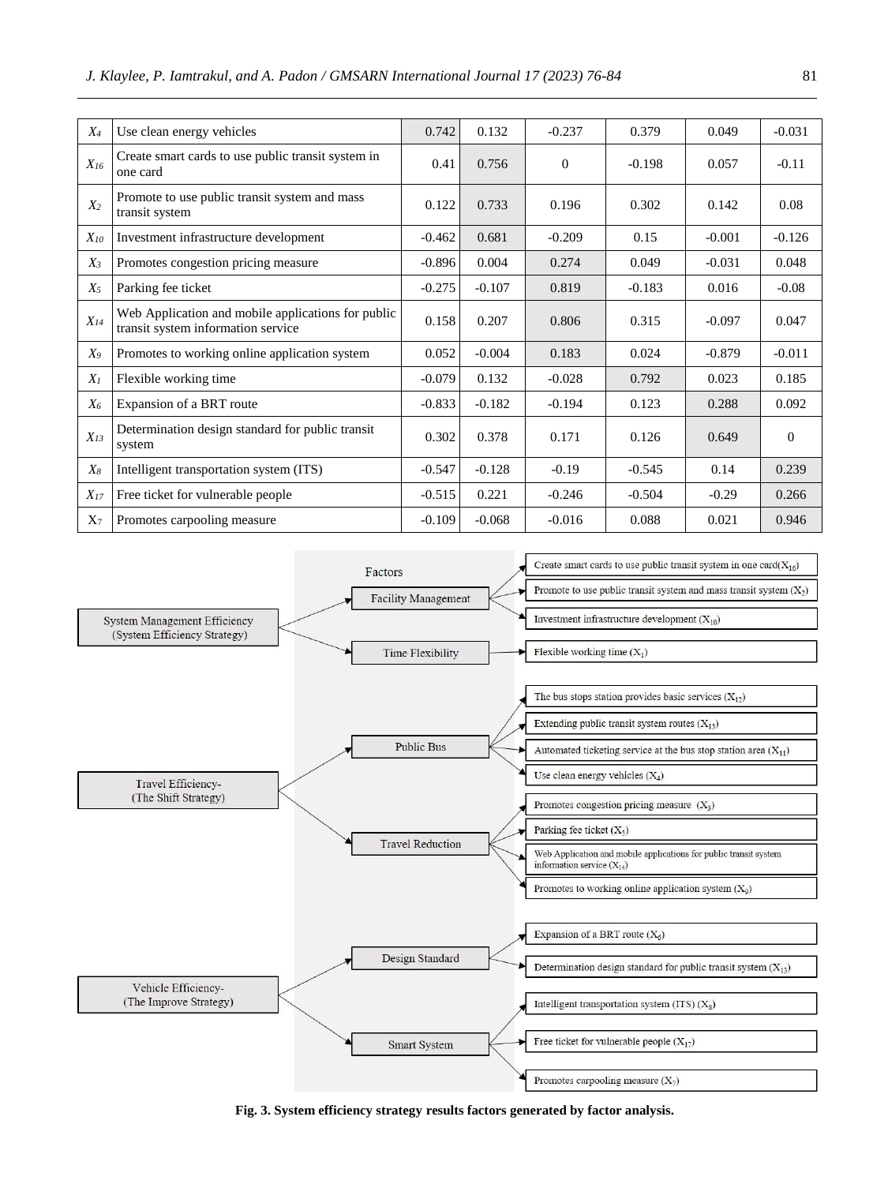| | | | | | | | |
|---|---|---|---|---|---|---|---|
| $X_4$ | Use clean energy vehicles | 0.742 | 0.132 | -0.237 | 0.379 | 0.049 | -0.031 |
| $X_{16}$ | Create smart cards to use public transit system in one card | 0.41 | 0.756 | 0 | -0.198 | 0.057 | -0.11 |
| $X_2$ | Promote to use public transit system and mass transit system | 0.122 | 0.733 | 0.196 | 0.302 | 0.142 | 0.08 |
| $X_{10}$ | Investment infrastructure development | -0.462 | 0.681 | -0.209 | 0.15 | -0.001 | -0.126 |
| $X_3$ | Promotes congestion pricing measure | -0.896 | 0.004 | 0.274 | 0.049 | -0.031 | 0.048 |
| $X_5$ | Parking fee ticket | -0.275 | -0.107 | 0.819 | -0.183 | 0.016 | -0.08 |
| $X_{14}$ | Web Application and mobile applications for public transit system information service | 0.158 | 0.207 | 0.806 | 0.315 | -0.097 | 0.047 |
| $X_9$ | Promotes to working online application system | 0.052 | -0.004 | 0.183 | 0.024 | -0.879 | -0.011 |
| $X_1$ | Flexible working time | -0.079 | 0.132 | -0.028 | 0.792 | 0.023 | 0.185 |
| $X_6$ | Expansion of a BRT route | -0.833 | -0.182 | -0.194 | 0.123 | 0.288 | 0.092 |
| $X_{13}$ | Determination design standard for public transit system | 0.302 | 0.378 | 0.171 | 0.126 | 0.649 | 0 |
| $X_8$ | Intelligent transportation system (ITS) | -0.547 | -0.128 | -0.19 | -0.545 | 0.14 | 0.239 |
| $X_{17}$ | Free ticket for vulnerable people | -0.515 | 0.221 | -0.246 | -0.504 | -0.29 | 0.266 |
| $X_7$ | Promotes carpooling measure | -0.109 | -0.068 | -0.016 | 0.088 | 0.021 | 0.946 |

Factors

- System Management Efficiency (System Efficiency Strategy)
  - Facility Management
    - Create smart cards to use public transit system in one card ($X_{16}$)
    - Promote to use public transit system and mass transit system ($X_2$)
    - Investment infrastructure development ($X_{10}$)
  - Time Flexibility
    - Flexible working time ($X_1$)
- Travel Efficiency- (The Shift Strategy)
  - Public Bus
    - The bus stops station provides basic services ($X_{12}$)
    - Extending public transit system routes ($X_{15}$)
    - Automated ticketing service at the bus stop station area ($X_{11}$)
    - Use clean energy vehicles ($X_4$)
  - Travel Reduction
    - Promotes congestion pricing measure ($X_3$)
    - Parking fee ticket ($X_5$)
    - Web Application and mobile applications for public transit system information service ($X_{14}$)
    - Promotes to working online application system ($X_9$)
- Vehicle Efficiency- (The Improve Strategy)
  - Design Standard
    - Expansion of a BRT route ($X_6$)
    - Determination design standard for public transit system ($X_{13}$)
  - Smart System
    - Intelligent transportation system (ITS) ($X_8$)
    - Free ticket for vulnerable people ($X_{17}$)
    - Promotes carpooling measure ($X_7$)

**Fig. 3. System efficiency strategy results factors generated by factor analysis.**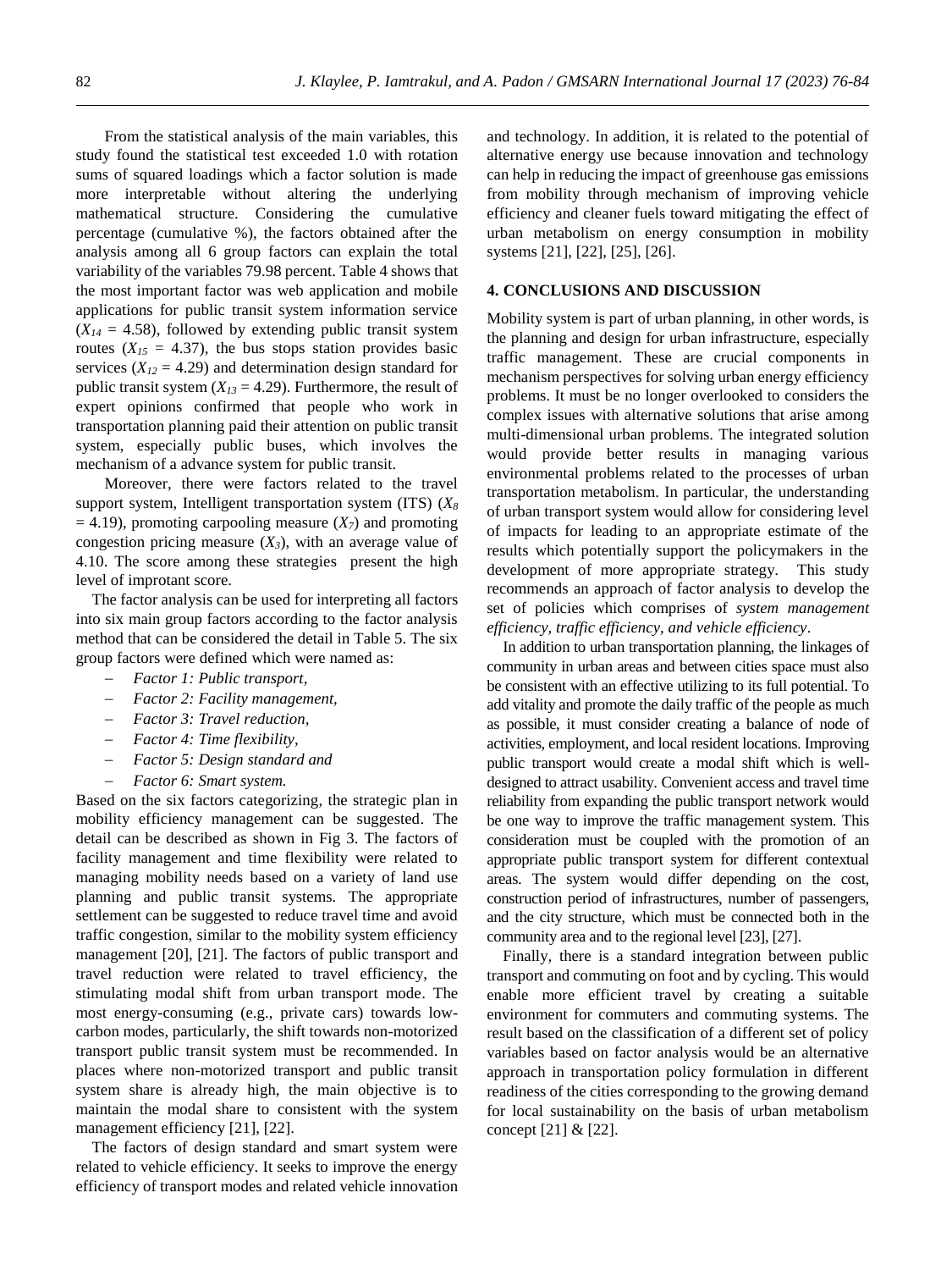From the statistical analysis of the main variables, this study found the statistical test exceeded 1.0 with rotation sums of squared loadings which a factor solution is made more interpretable without altering the underlying mathematical structure. Considering the cumulative percentage (cumulative %), the factors obtained after the analysis among all 6 group factors can explain the total variability of the variables 79.98 percent. Table 4 shows that the most important factor was web application and mobile applications for public transit system information service ($X_{14}$ = 4.58), followed by extending public transit system routes ($X_{15}$ = 4.37), the bus stops station provides basic services ($X_{12}$ = 4.29) and determination design standard for public transit system ($X_{13}$ = 4.29). Furthermore, the result of expert opinions confirmed that people who work in transportation planning paid their attention on public transit system, especially public buses, which involves the mechanism of a advance system for public transit.

Moreover, there were factors related to the travel support system, Intelligent transportation system (ITS) ($X_8$ = 4.19), promoting carpooling measure ($X_7$) and promoting congestion pricing measure ($X_3$), with an average value of 4.10. The score among these strategies present the high level of improtant score.

The factor analysis can be used for interpreting all factors into six main group factors according to the factor analysis method that can be considered the detail in Table 5. The six group factors were defined which were named as:

- *Factor 1: Public transport,*
- *Factor 2: Facility management,*
- *Factor 3: Travel reduction,*
- *Factor 4: Time flexibility,*
- *Factor 5: Design standard and*
- *Factor 6: Smart system.*

Based on the six factors categorizing, the strategic plan in mobility efficiency management can be suggested. The detail can be described as shown in Fig 3. The factors of facility management and time flexibility were related to managing mobility needs based on a variety of land use planning and public transit systems. The appropriate settlement can be suggested to reduce travel time and avoid traffic congestion, similar to the mobility system efficiency management [20], [21]. The factors of public transport and travel reduction were related to travel efficiency, the stimulating modal shift from urban transport mode. The most energy-consuming (e.g., private cars) towards low-carbon modes, particularly, the shift towards non-motorized transport public transit system must be recommended. In places where non-motorized transport and public transit system share is already high, the main objective is to maintain the modal share to consistent with the system management efficiency [21], [22].

The factors of design standard and smart system were related to vehicle efficiency. It seeks to improve the energy efficiency of transport modes and related vehicle innovation and technology. In addition, it is related to the potential of alternative energy use because innovation and technology can help in reducing the impact of greenhouse gas emissions from mobility through mechanism of improving vehicle efficiency and cleaner fuels toward mitigating the effect of urban metabolism on energy consumption in mobility systems [21], [22], [25], [26].

## 4. CONCLUSIONS AND DISCUSSION

Mobility system is part of urban planning, in other words, is the planning and design for urban infrastructure, especially traffic management. These are crucial components in mechanism perspectives for solving urban energy efficiency problems. It must be no longer overlooked to considers the complex issues with alternative solutions that arise among multi-dimensional urban problems. The integrated solution would provide better results in managing various environmental problems related to the processes of urban transportation metabolism. In particular, the understanding of urban transport system would allow for considering level of impacts for leading to an appropriate estimate of the results which potentially support the policymakers in the development of more appropriate strategy. This study recommends an approach of factor analysis to develop the set of policies which comprises of *system management efficiency, traffic efficiency, and vehicle efficiency*.

In addition to urban transportation planning, the linkages of community in urban areas and between cities space must also be consistent with an effective utilizing to its full potential. To add vitality and promote the daily traffic of the people as much as possible, it must consider creating a balance of node of activities, employment, and local resident locations. Improving public transport would create a modal shift which is well-designed to attract usability. Convenient access and travel time reliability from expanding the public transport network would be one way to improve the traffic management system. This consideration must be coupled with the promotion of an appropriate public transport system for different contextual areas. The system would differ depending on the cost, construction period of infrastructures, number of passengers, and the city structure, which must be connected both in the community area and to the regional level [23], [27].

Finally, there is a standard integration between public transport and commuting on foot and by cycling. This would enable more efficient travel by creating a suitable environment for commuters and commuting systems. The result based on the classification of a different set of policy variables based on factor analysis would be an alternative approach in transportation policy formulation in different readiness of the cities corresponding to the growing demand for local sustainability on the basis of urban metabolism concept [21] & [22].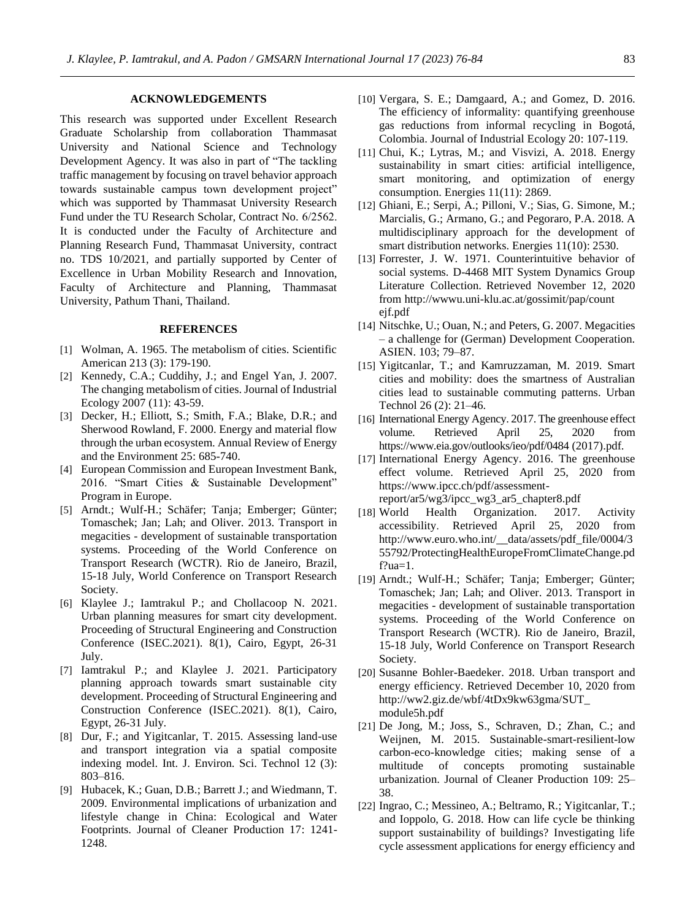## ACKNOWLEDGEMENTS

This research was supported under Excellent Research Graduate Scholarship from collaboration Thammasat University and National Science and Technology Development Agency. It was also in part of "The tackling traffic management by focusing on travel behavior approach towards sustainable campus town development project" which was supported by Thammasat University Research Fund under the TU Research Scholar, Contract No. 6/2562. It is conducted under the Faculty of Architecture and Planning Research Fund, Thammasat University, contract no. TDS 10/2021, and partially supported by Center of Excellence in Urban Mobility Research and Innovation, Faculty of Architecture and Planning, Thammasat University, Pathum Thani, Thailand.

## REFERENCES

[1] Wolman, A. 1965. The metabolism of cities. Scientific American 213 (3): 179-190.

[2] Kennedy, C.A.; Cuddihy, J.; and Engel Yan, J. 2007. The changing metabolism of cities. Journal of Industrial Ecology 2007 (11): 43-59.

[3] Decker, H.; Elliott, S.; Smith, F.A.; Blake, D.R.; and Sherwood Rowland, F. 2000. Energy and material flow through the urban ecosystem. Annual Review of Energy and the Environment 25: 685-740.

[4] European Commission and European Investment Bank, 2016. "Smart Cities & Sustainable Development" Program in Europe.

[5] Arndt.; Wulf-H.; Schäfer; Tanja; Emberger; Günter; Tomaschek; Jan; Lah; and Oliver. 2013. Transport in megacities - development of sustainable transportation systems. Proceeding of the World Conference on Transport Research (WCTR). Rio de Janeiro, Brazil, 15-18 July, World Conference on Transport Research Society.

[6] Klaylee J.; Iamtrakul P.; and Chollacoop N. 2021. Urban planning measures for smart city development. Proceeding of Structural Engineering and Construction Conference (ISEC.2021). 8(1), Cairo, Egypt, 26-31 July.

[7] Iamtrakul P.; and Klaylee J. 2021. Participatory planning approach towards smart sustainable city development. Proceeding of Structural Engineering and Construction Conference (ISEC.2021). 8(1), Cairo, Egypt, 26-31 July.

[8] Dur, F.; and Yigitcanlar, T. 2015. Assessing land-use and transport integration via a spatial composite indexing model. Int. J. Environ. Sci. Technol 12 (3): 803–816.

[9] Hubacek, K.; Guan, D.B.; Barrett J.; and Wiedmann, T. 2009. Environmental implications of urbanization and lifestyle change in China: Ecological and Water Footprints. Journal of Cleaner Production 17: 1241-1248.

[10] Vergara, S. E.; Damgaard, A.; and Gomez, D. 2016. The efficiency of informality: quantifying greenhouse gas reductions from informal recycling in Bogotá, Colombia. Journal of Industrial Ecology 20: 107-119.

[11] Chui, K.; Lytras, M.; and Visvizi, A. 2018. Energy sustainability in smart cities: artificial intelligence, smart monitoring, and optimization of energy consumption. Energies 11(11): 2869.

[12] Ghiani, E.; Serpi, A.; Pilloni, V.; Sias, G. Simone, M.; Marcialis, G.; Armano, G.; and Pegoraro, P.A. 2018. A multidisciplinary approach for the development of smart distribution networks. Energies 11(10): 2530.

[13] Forrester, J. W. 1971. Counterintuitive behavior of social systems. D-4468 MIT System Dynamics Group Literature Collection. Retrieved November 12, 2020 from http://wwwu.uni-klu.ac.at/gossimit/pap/count ejf.pdf

[14] Nitschke, U.; Ouan, N.; and Peters, G. 2007. Megacities – a challenge for (German) Development Cooperation. ASIEN. 103; 79–87.

[15] Yigitcanlar, T.; and Kamruzzaman, M. 2019. Smart cities and mobility: does the smartness of Australian cities lead to sustainable commuting patterns. Urban Technol 26 (2): 21–46.

[16] International Energy Agency. 2017. The greenhouse effect volume. Retrieved April 25, 2020 from https://www.eia.gov/outlooks/ieo/pdf/0484 (2017).pdf.

[17] International Energy Agency. 2016. The greenhouse effect volume. Retrieved April 25, 2020 from https://www.ipcc.ch/pdf/assessment-report/ar5/wg3/ipcc_wg3_ar5_chapter8.pdf

[18] World Health Organization. 2017. Activity accessibility. Retrieved April 25, 2020 from http://www.euro.who.int/__data/assets/pdf_file/0004/355792/ProtectingHealthEuropeFromClimateChange.pdf?ua=1.

[19] Arndt.; Wulf-H.; Schäfer; Tanja; Emberger; Günter; Tomaschek; Jan; Lah; and Oliver. 2013. Transport in megacities - development of sustainable transportation systems. Proceeding of the World Conference on Transport Research (WCTR). Rio de Janeiro, Brazil, 15-18 July, World Conference on Transport Research Society.

[20] Susanne Bohler-Baedeker. 2018. Urban transport and energy efficiency. Retrieved December 10, 2020 from http://ww2.giz.de/wbf/4tDx9kw63gma/SUT_ module5h.pdf

[21] De Jong, M.; Joss, S., Schraven, D.; Zhan, C.; and Weijnen, M. 2015. Sustainable-smart-resilient-low carbon-eco-knowledge cities; making sense of a multitude of concepts promoting sustainable urbanization. Journal of Cleaner Production 109: 25–38.

[22] Ingrao, C.; Messineo, A.; Beltramo, R.; Yigitcanlar, T.; and Ioppolo, G. 2018. How can life cycle be thinking support sustainability of buildings? Investigating life cycle assessment applications for energy efficiency and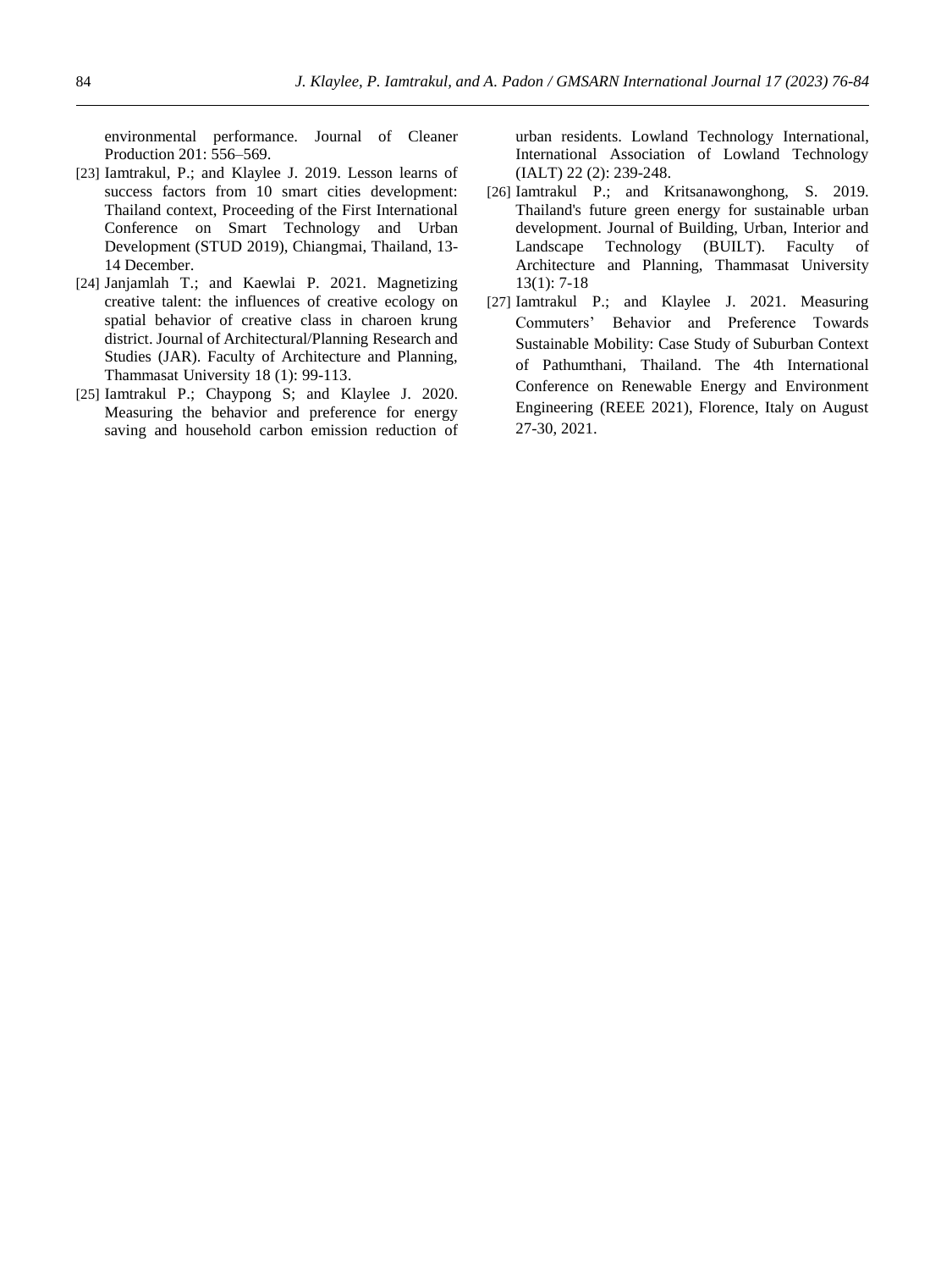environmental performance. Journal of Cleaner Production 201: 556–569.

[23] Iamtrakul, P.; and Klaylee J. 2019. Lesson learns of success factors from 10 smart cities development: Thailand context, Proceeding of the First International Conference on Smart Technology and Urban Development (STUD 2019), Chiangmai, Thailand, 13-14 December.

[24] Janjamlah T.; and Kaewlai P. 2021. Magnetizing creative talent: the influences of creative ecology on spatial behavior of creative class in charoen krung district. Journal of Architectural/Planning Research and Studies (JAR). Faculty of Architecture and Planning, Thammasat University 18 (1): 99-113.

[25] Iamtrakul P.; Chaypong S; and Klaylee J. 2020. Measuring the behavior and preference for energy saving and household carbon emission reduction of urban residents. Lowland Technology International, International Association of Lowland Technology (IALT) 22 (2): 239-248.

[26] Iamtrakul P.; and Kritsanawonghong, S. 2019. Thailand's future green energy for sustainable urban development. Journal of Building, Urban, Interior and Landscape Technology (BUILT). Faculty of Architecture and Planning, Thammasat University 13(1): 7-18

[27] Iamtrakul P.; and Klaylee J. 2021. Measuring Commuters' Behavior and Preference Towards Sustainable Mobility: Case Study of Suburban Context of Pathumthani, Thailand. The 4th International Conference on Renewable Energy and Environment Engineering (REEE 2021), Florence, Italy on August 27-30, 2021.